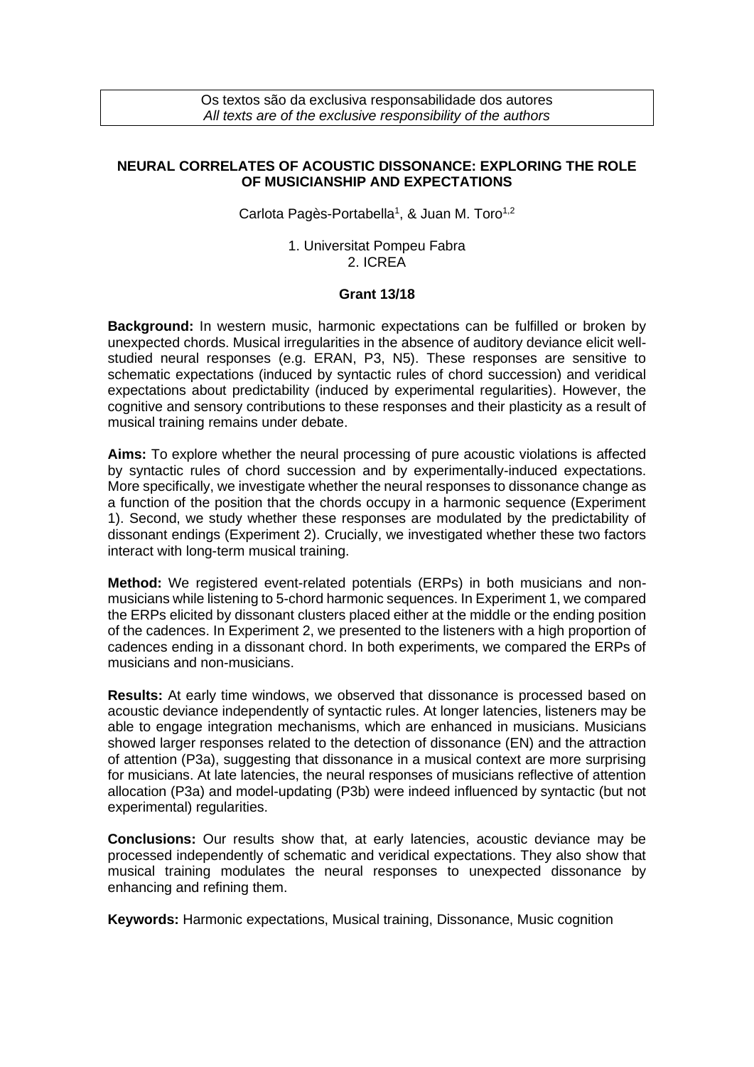Os textos são da exclusiva responsabilidade dos autores
*All texts are of the exclusive responsibility of the authors*

# NEURAL CORRELATES OF ACOUSTIC DISSONANCE: EXPLORING THE ROLE OF MUSICIANSHIP AND EXPECTATIONS

Carlota Pagès-Portabella[1], & Juan M. Toro[1,2]

1. Universitat Pompeu Fabra
2. ICREA

**Grant 13/18**

**Background:** In western music, harmonic expectations can be fulfilled or broken by unexpected chords. Musical irregularities in the absence of auditory deviance elicit well-studied neural responses (e.g. ERAN, P3, N5). These responses are sensitive to schematic expectations (induced by syntactic rules of chord succession) and veridical expectations about predictability (induced by experimental regularities). However, the cognitive and sensory contributions to these responses and their plasticity as a result of musical training remains under debate.

**Aims:** To explore whether the neural processing of pure acoustic violations is affected by syntactic rules of chord succession and by experimentally-induced expectations. More specifically, we investigate whether the neural responses to dissonance change as a function of the position that the chords occupy in a harmonic sequence (Experiment 1). Second, we study whether these responses are modulated by the predictability of dissonant endings (Experiment 2). Crucially, we investigated whether these two factors interact with long-term musical training.

**Method:** We registered event-related potentials (ERPs) in both musicians and non-musicians while listening to 5-chord harmonic sequences. In Experiment 1, we compared the ERPs elicited by dissonant clusters placed either at the middle or the ending position of the cadences. In Experiment 2, we presented to the listeners with a high proportion of cadences ending in a dissonant chord. In both experiments, we compared the ERPs of musicians and non-musicians.

**Results:** At early time windows, we observed that dissonance is processed based on acoustic deviance independently of syntactic rules. At longer latencies, listeners may be able to engage integration mechanisms, which are enhanced in musicians. Musicians showed larger responses related to the detection of dissonance (EN) and the attraction of attention (P3a), suggesting that dissonance in a musical context are more surprising for musicians. At late latencies, the neural responses of musicians reflective of attention allocation (P3a) and model-updating (P3b) were indeed influenced by syntactic (but not experimental) regularities.

**Conclusions:** Our results show that, at early latencies, acoustic deviance may be processed independently of schematic and veridical expectations. They also show that musical training modulates the neural responses to unexpected dissonance by enhancing and refining them.

**Keywords:** Harmonic expectations, Musical training, Dissonance, Music cognition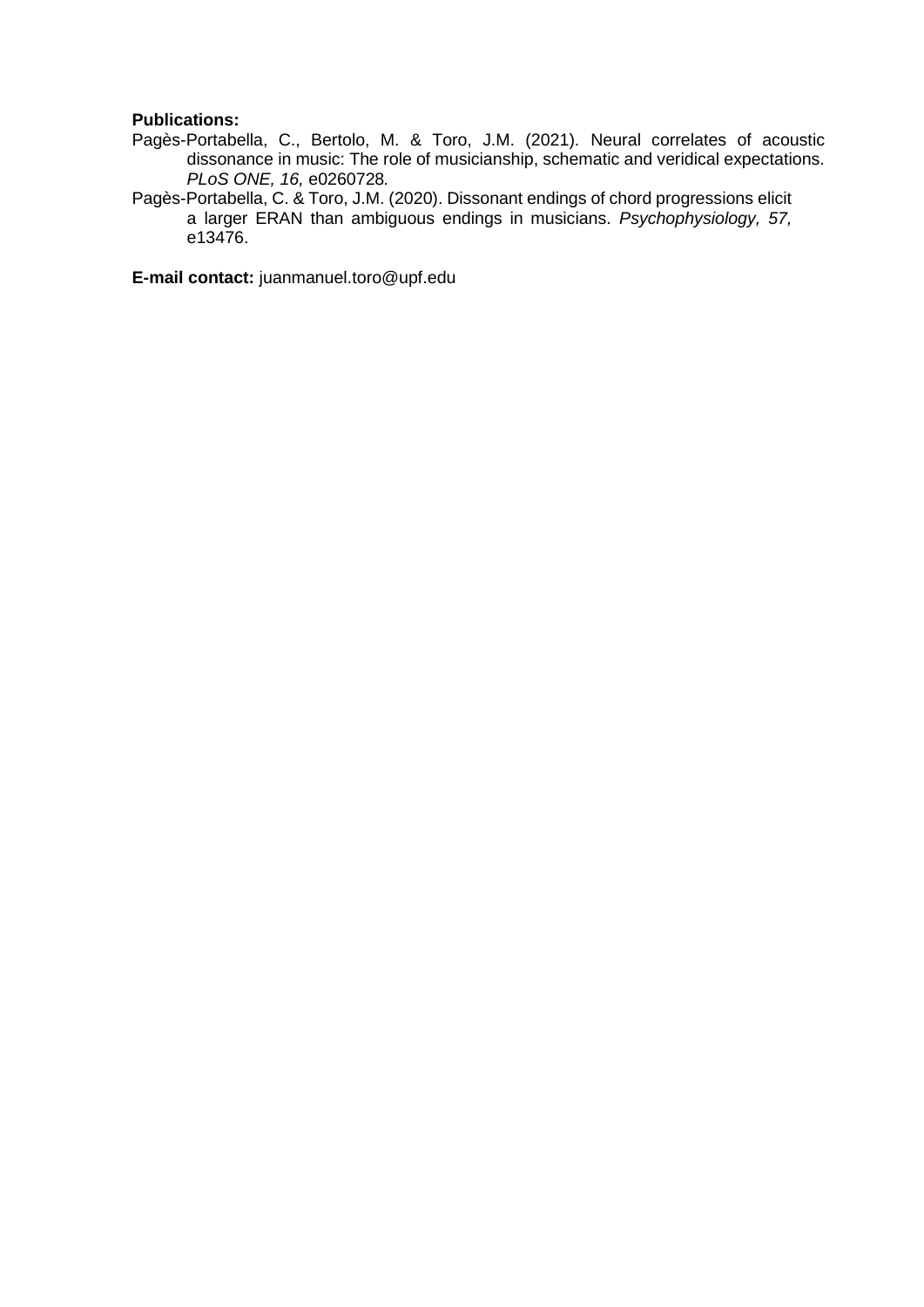**Publications:**

Pagès-Portabella, C., Bertolo, M. & Toro, J.M. (2021). Neural correlates of acoustic dissonance in music: The role of musicianship, schematic and veridical expectations. *PLoS ONE, 16,* e0260728.

Pagès-Portabella, C. & Toro, J.M. (2020). Dissonant endings of chord progressions elicit a larger ERAN than ambiguous endings in musicians. *Psychophysiology, 57,* e13476.

**E-mail contact:** juanmanuel.toro@upf.edu